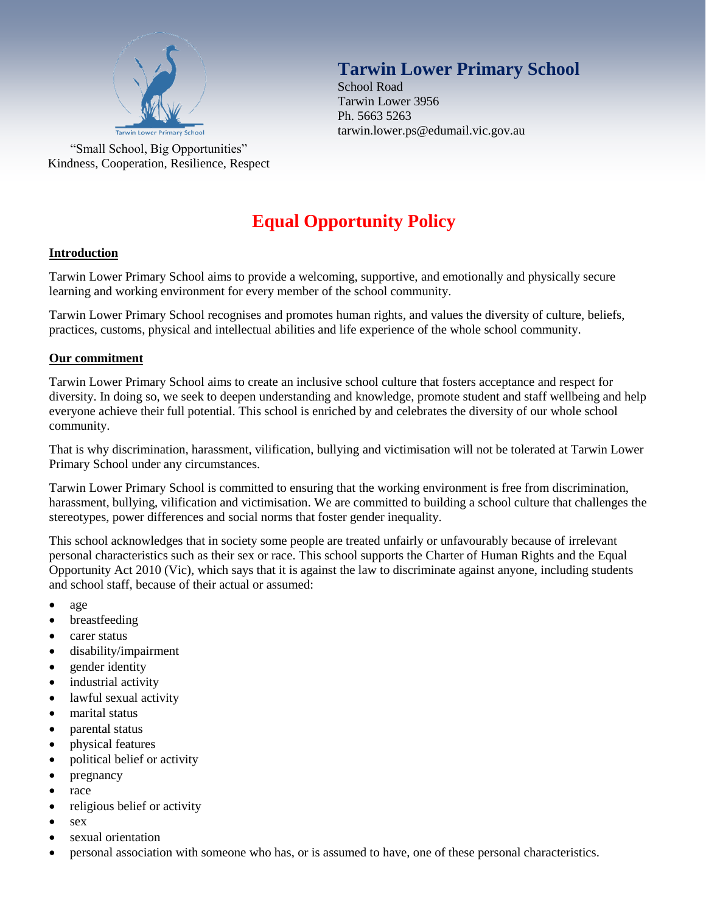# Tarwin Lower Primary School

School Road
Tarwin Lower 3956
Ph. 5663 5263
tarwin.lower.ps@edumail.vic.gov.au

"Small School, Big Opportunities"
Kindness, Cooperation, Resilience, Respect

## Equal Opportunity Policy

### Introduction

Tarwin Lower Primary School aims to provide a welcoming, supportive, and emotionally and physically secure learning and working environment for every member of the school community.

Tarwin Lower Primary School recognises and promotes human rights, and values the diversity of culture, beliefs, practices, customs, physical and intellectual abilities and life experience of the whole school community.

### Our commitment

Tarwin Lower Primary School aims to create an inclusive school culture that fosters acceptance and respect for diversity. In doing so, we seek to deepen understanding and knowledge, promote student and staff wellbeing and help everyone achieve their full potential. This school is enriched by and celebrates the diversity of our whole school community.

That is why discrimination, harassment, vilification, bullying and victimisation will not be tolerated at Tarwin Lower Primary School under any circumstances.

Tarwin Lower Primary School is committed to ensuring that the working environment is free from discrimination, harassment, bullying, vilification and victimisation. We are committed to building a school culture that challenges the stereotypes, power differences and social norms that foster gender inequality.

This school acknowledges that in society some people are treated unfairly or unfavourably because of irrelevant personal characteristics such as their sex or race. This school supports the Charter of Human Rights and the Equal Opportunity Act 2010 (Vic), which says that it is against the law to discriminate against anyone, including students and school staff, because of their actual or assumed:

- age
- breastfeeding
- carer status
- disability/impairment
- gender identity
- industrial activity
- lawful sexual activity
- marital status
- parental status
- physical features
- political belief or activity
- pregnancy
- race
- religious belief or activity
- sex
- sexual orientation
- personal association with someone who has, or is assumed to have, one of these personal characteristics.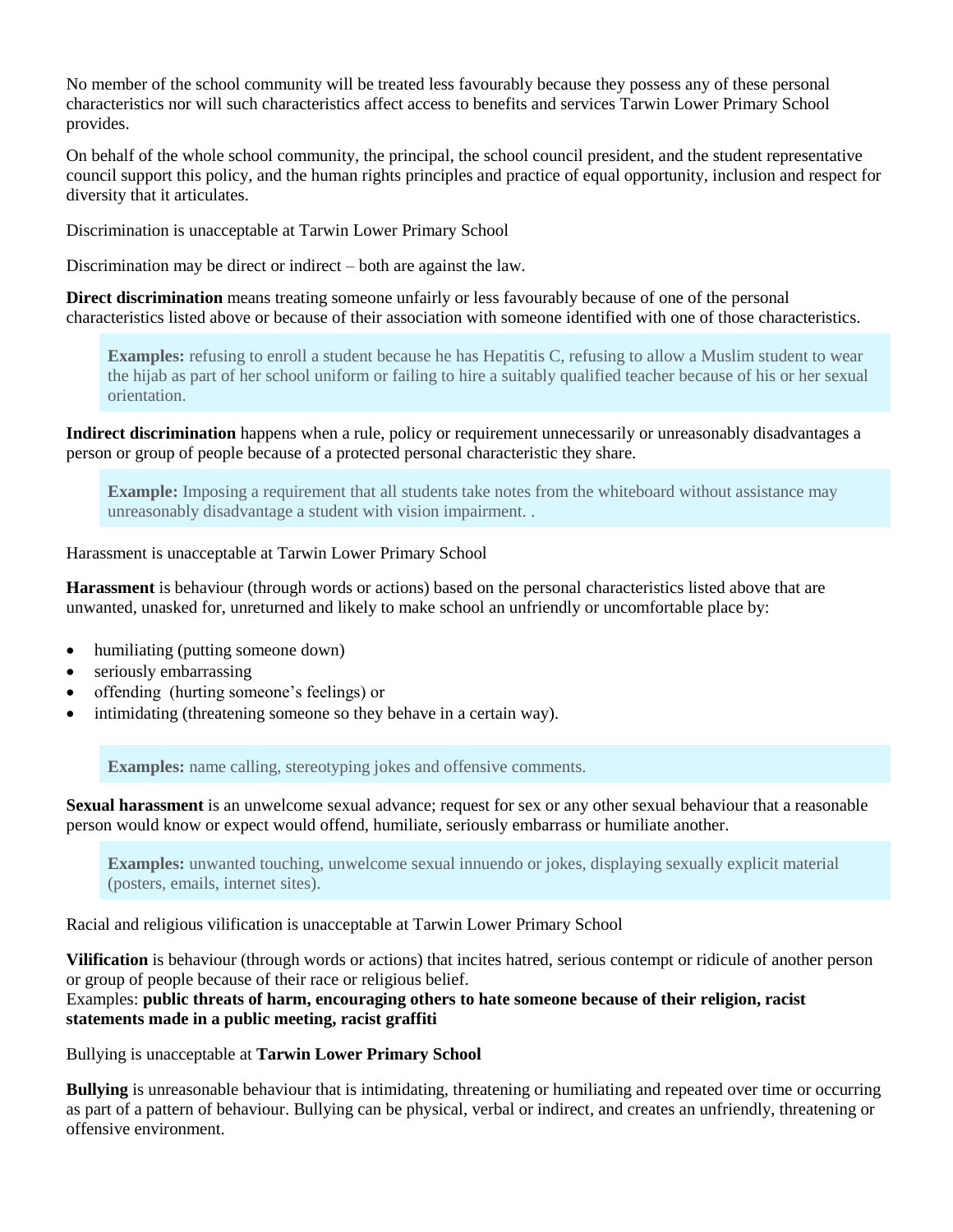No member of the school community will be treated less favourably because they possess any of these personal characteristics nor will such characteristics affect access to benefits and services Tarwin Lower Primary School provides.

On behalf of the whole school community, the principal, the school council president, and the student representative council support this policy, and the human rights principles and practice of equal opportunity, inclusion and respect for diversity that it articulates.

Discrimination is unacceptable at Tarwin Lower Primary School

Discrimination may be direct or indirect – both are against the law.

**Direct discrimination** means treating someone unfairly or less favourably because of one of the personal characteristics listed above or because of their association with someone identified with one of those characteristics.

> **Examples:** refusing to enroll a student because he has Hepatitis C, refusing to allow a Muslim student to wear the hijab as part of her school uniform or failing to hire a suitably qualified teacher because of his or her sexual orientation.

**Indirect discrimination** happens when a rule, policy or requirement unnecessarily or unreasonably disadvantages a person or group of people because of a protected personal characteristic they share.

> **Example:** Imposing a requirement that all students take notes from the whiteboard without assistance may unreasonably disadvantage a student with vision impairment. .

Harassment is unacceptable at Tarwin Lower Primary School

**Harassment** is behaviour (through words or actions) based on the personal characteristics listed above that are unwanted, unasked for, unreturned and likely to make school an unfriendly or uncomfortable place by:

- humiliating (putting someone down)
- seriously embarrassing
- offending (hurting someone's feelings) or
- intimidating (threatening someone so they behave in a certain way).

> **Examples:** name calling, stereotyping jokes and offensive comments.

**Sexual harassment** is an unwelcome sexual advance; request for sex or any other sexual behaviour that a reasonable person would know or expect would offend, humiliate, seriously embarrass or humiliate another.

> **Examples:** unwanted touching, unwelcome sexual innuendo or jokes, displaying sexually explicit material (posters, emails, internet sites).

Racial and religious vilification is unacceptable at Tarwin Lower Primary School

**Vilification** is behaviour (through words or actions) that incites hatred, serious contempt or ridicule of another person or group of people because of their race or religious belief.
Examples: **public threats of harm, encouraging others to hate someone because of their religion, racist statements made in a public meeting, racist graffiti**

Bullying is unacceptable at **Tarwin Lower Primary School**

**Bullying** is unreasonable behaviour that is intimidating, threatening or humiliating and repeated over time or occurring as part of a pattern of behaviour. Bullying can be physical, verbal or indirect, and creates an unfriendly, threatening or offensive environment.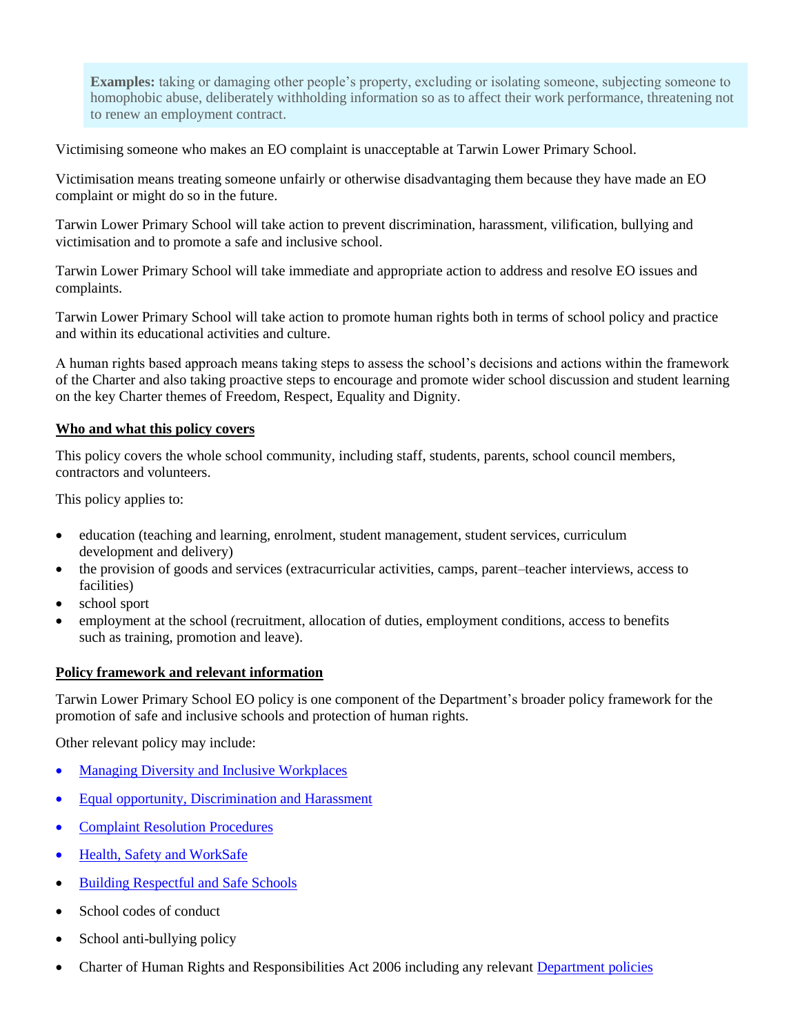> **Examples:** taking or damaging other people's property, excluding or isolating someone, subjecting someone to homophobic abuse, deliberately withholding information so as to affect their work performance, threatening not to renew an employment contract.

Victimising someone who makes an EO complaint is unacceptable at Tarwin Lower Primary School.

Victimisation means treating someone unfairly or otherwise disadvantaging them because they have made an EO complaint or might do so in the future.

Tarwin Lower Primary School will take action to prevent discrimination, harassment, vilification, bullying and victimisation and to promote a safe and inclusive school.

Tarwin Lower Primary School will take immediate and appropriate action to address and resolve EO issues and complaints.

Tarwin Lower Primary School will take action to promote human rights both in terms of school policy and practice and within its educational activities and culture.

A human rights based approach means taking steps to assess the school's decisions and actions within the framework of the Charter and also taking proactive steps to encourage and promote wider school discussion and student learning on the key Charter themes of Freedom, Respect, Equality and Dignity.

**Who and what this policy covers**

This policy covers the whole school community, including staff, students, parents, school council members, contractors and volunteers.

This policy applies to:

- education (teaching and learning, enrolment, student management, student services, curriculum development and delivery)
- the provision of goods and services (extracurricular activities, camps, parent–teacher interviews, access to facilities)
- school sport
- employment at the school (recruitment, allocation of duties, employment conditions, access to benefits such as training, promotion and leave).

**Policy framework and relevant information**

Tarwin Lower Primary School EO policy is one component of the Department's broader policy framework for the promotion of safe and inclusive schools and protection of human rights.

Other relevant policy may include:

- Managing Diversity and Inclusive Workplaces
- Equal opportunity, Discrimination and Harassment
- Complaint Resolution Procedures
- Health, Safety and WorkSafe
- Building Respectful and Safe Schools
- School codes of conduct
- School anti-bullying policy
- Charter of Human Rights and Responsibilities Act 2006 including any relevant Department policies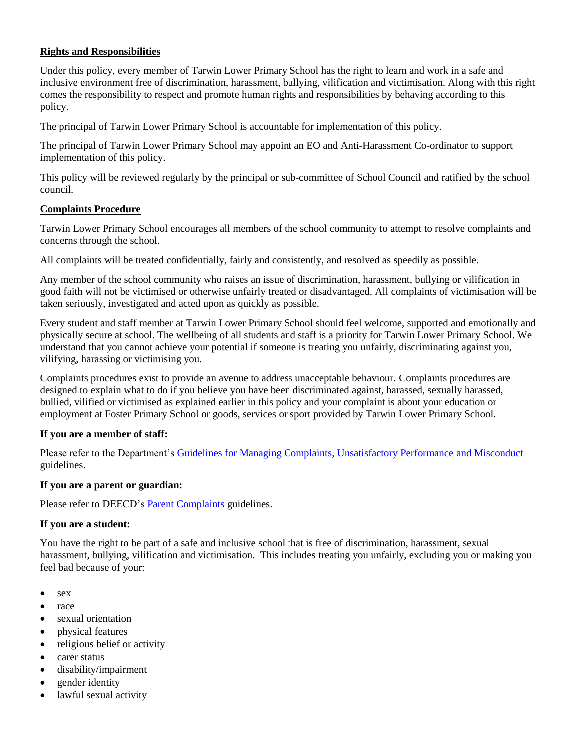## Rights and Responsibilities

Under this policy, every member of Tarwin Lower Primary School has the right to learn and work in a safe and inclusive environment free of discrimination, harassment, bullying, vilification and victimisation. Along with this right comes the responsibility to respect and promote human rights and responsibilities by behaving according to this policy.

The principal of Tarwin Lower Primary School is accountable for implementation of this policy.

The principal of Tarwin Lower Primary School may appoint an EO and Anti-Harassment Co-ordinator to support implementation of this policy.

This policy will be reviewed regularly by the principal or sub-committee of School Council and ratified by the school council.

## Complaints Procedure

Tarwin Lower Primary School encourages all members of the school community to attempt to resolve complaints and concerns through the school.

All complaints will be treated confidentially, fairly and consistently, and resolved as speedily as possible.

Any member of the school community who raises an issue of discrimination, harassment, bullying or vilification in good faith will not be victimised or otherwise unfairly treated or disadvantaged. All complaints of victimisation will be taken seriously, investigated and acted upon as quickly as possible.

Every student and staff member at Tarwin Lower Primary School should feel welcome, supported and emotionally and physically secure at school. The wellbeing of all students and staff is a priority for Tarwin Lower Primary School. We understand that you cannot achieve your potential if someone is treating you unfairly, discriminating against you, vilifying, harassing or victimising you.

Complaints procedures exist to provide an avenue to address unacceptable behaviour. Complaints procedures are designed to explain what to do if you believe you have been discriminated against, harassed, sexually harassed, bullied, vilified or victimised as explained earlier in this policy and your complaint is about your education or employment at Foster Primary School or goods, services or sport provided by Tarwin Lower Primary School.

**If you are a member of staff:**

Please refer to the Department's Guidelines for Managing Complaints, Unsatisfactory Performance and Misconduct guidelines.

**If you are a parent or guardian:**

Please refer to DEECD's Parent Complaints guidelines.

**If you are a student:**

You have the right to be part of a safe and inclusive school that is free of discrimination, harassment, sexual harassment, bullying, vilification and victimisation. This includes treating you unfairly, excluding you or making you feel bad because of your:

- sex
- race
- sexual orientation
- physical features
- religious belief or activity
- carer status
- disability/impairment
- gender identity
- lawful sexual activity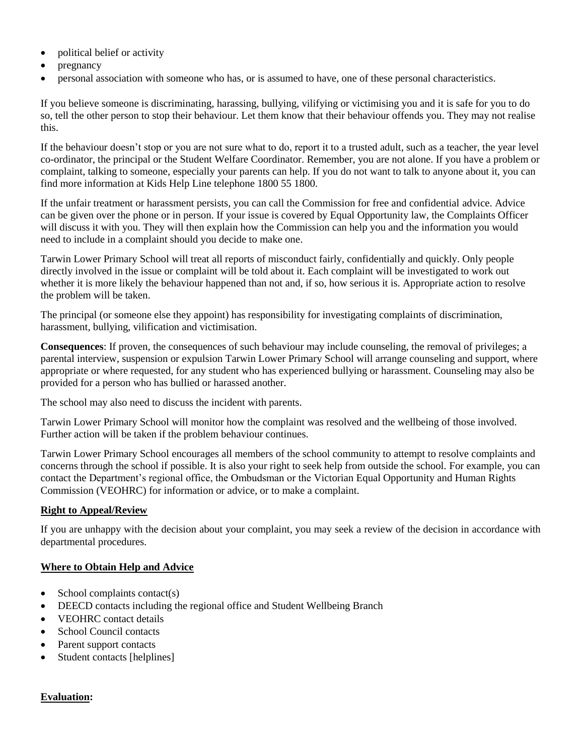- political belief or activity
- pregnancy
- personal association with someone who has, or is assumed to have, one of these personal characteristics.

If you believe someone is discriminating, harassing, bullying, vilifying or victimising you and it is safe for you to do so, tell the other person to stop their behaviour. Let them know that their behaviour offends you. They may not realise this.

If the behaviour doesn't stop or you are not sure what to do, report it to a trusted adult, such as a teacher, the year level co-ordinator, the principal or the Student Welfare Coordinator. Remember, you are not alone. If you have a problem or complaint, talking to someone, especially your parents can help. If you do not want to talk to anyone about it, you can find more information at Kids Help Line telephone 1800 55 1800.

If the unfair treatment or harassment persists, you can call the Commission for free and confidential advice. Advice can be given over the phone or in person. If your issue is covered by Equal Opportunity law, the Complaints Officer will discuss it with you. They will then explain how the Commission can help you and the information you would need to include in a complaint should you decide to make one.

Tarwin Lower Primary School will treat all reports of misconduct fairly, confidentially and quickly. Only people directly involved in the issue or complaint will be told about it. Each complaint will be investigated to work out whether it is more likely the behaviour happened than not and, if so, how serious it is. Appropriate action to resolve the problem will be taken.

The principal (or someone else they appoint) has responsibility for investigating complaints of discrimination, harassment, bullying, vilification and victimisation.

**Consequences**: If proven, the consequences of such behaviour may include counseling, the removal of privileges; a parental interview, suspension or expulsion Tarwin Lower Primary School will arrange counseling and support, where appropriate or where requested, for any student who has experienced bullying or harassment. Counseling may also be provided for a person who has bullied or harassed another.

The school may also need to discuss the incident with parents.

Tarwin Lower Primary School will monitor how the complaint was resolved and the wellbeing of those involved. Further action will be taken if the problem behaviour continues.

Tarwin Lower Primary School encourages all members of the school community to attempt to resolve complaints and concerns through the school if possible. It is also your right to seek help from outside the school. For example, you can contact the Department's regional office, the Ombudsman or the Victorian Equal Opportunity and Human Rights Commission (VEOHRC) for information or advice, or to make a complaint.

**Right to Appeal/Review**

If you are unhappy with the decision about your complaint, you may seek a review of the decision in accordance with departmental procedures.

**Where to Obtain Help and Advice**

- School complaints contact(s)
- DEECD contacts including the regional office and Student Wellbeing Branch
- VEOHRC contact details
- School Council contacts
- Parent support contacts
- Student contacts [helplines]

**Evaluation:**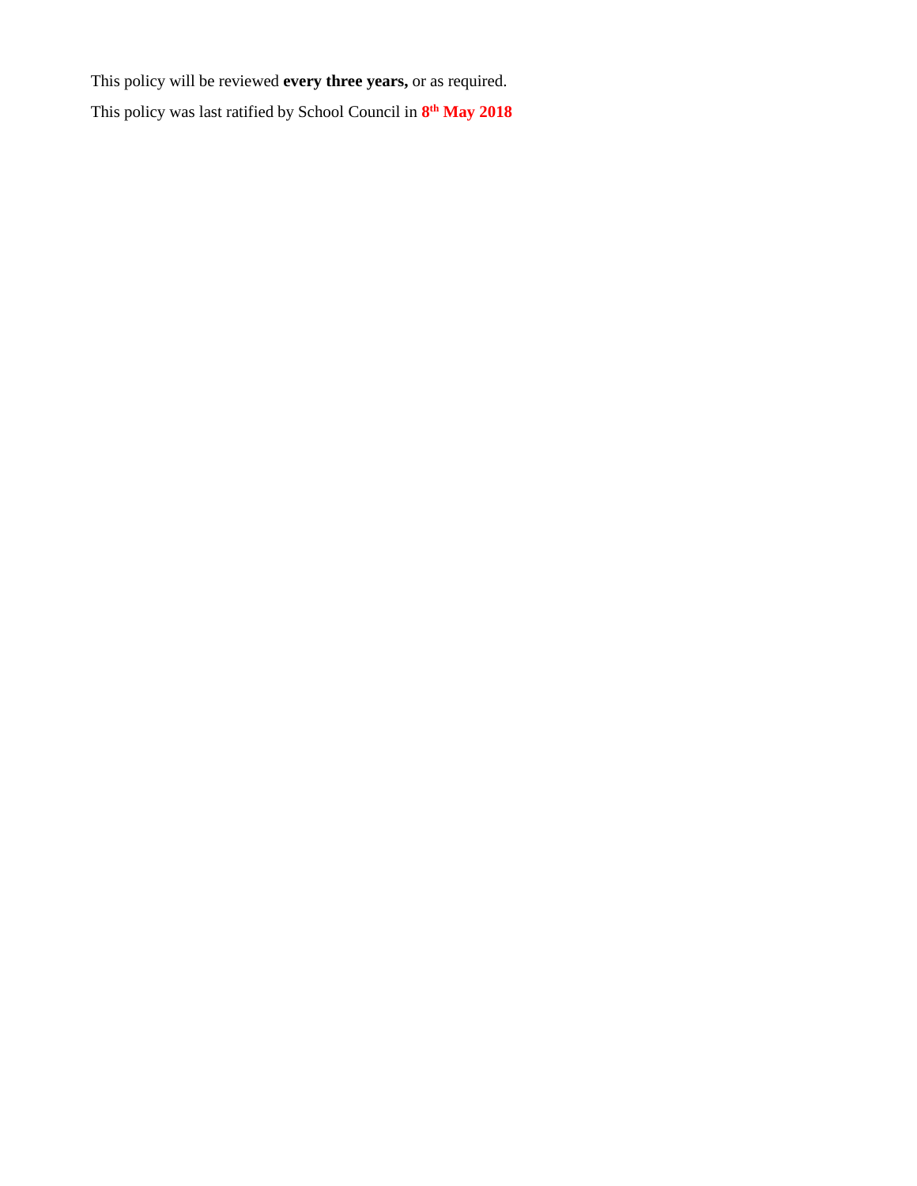This policy will be reviewed **every three years,** or as required.

This policy was last ratified by School Council in **8th May 2018**